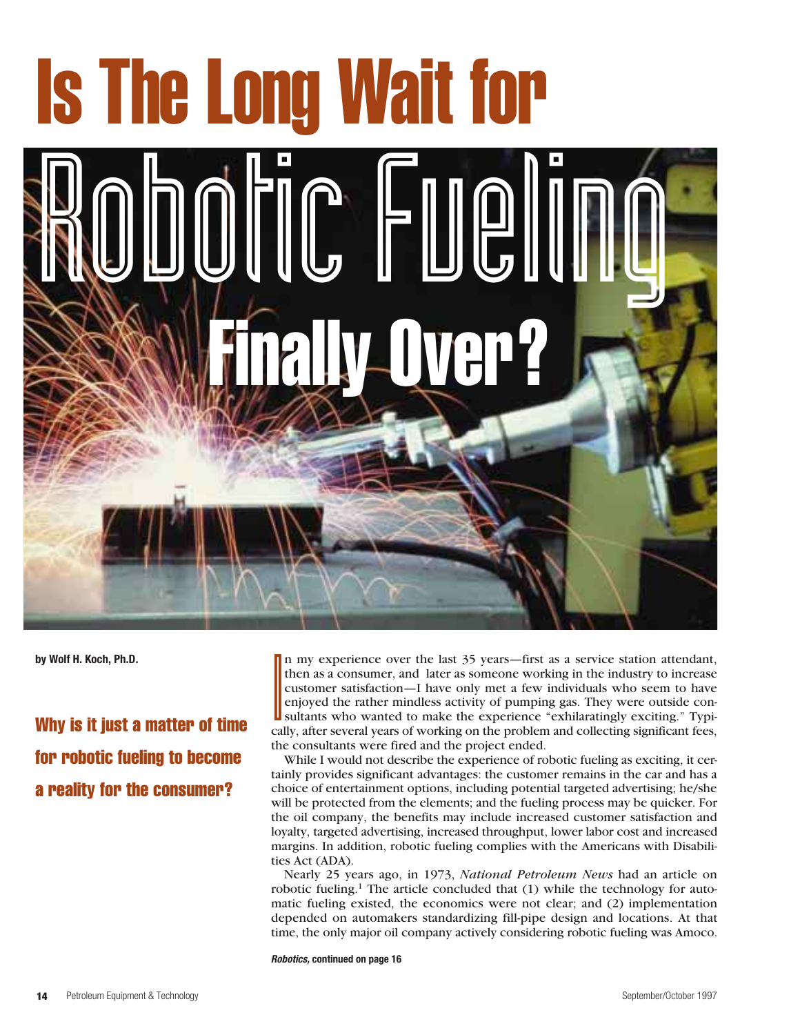# Is The Long Wait for Robotic Fueling Finally Over?

**by Wolf H. Koch, Ph.D.**

## Why is it just a matter of time for robotic fueling to become a reality for the consumer?

In my experience over the last 35 years—first as a service station attendant, then as a consumer, and later as someone working in the industry to increase customer satisfaction—I have only met a few individuals who seem to have enjoyed the rather mindless activity of pumping gas. They were outside consultants who wanted to make the experience "exhilaratingly exciting." Typically, after several years of working on the problem and collecting significant fees, the consultants were fired and the project ended.

While I would not describe the experience of robotic fueling as exciting, it certainly provides significant advantages: the customer remains in the car and has a choice of entertainment options, including potential targeted advertising; he/she will be protected from the elements; and the fueling process may be quicker. For the oil company, the benefits may include increased customer satisfaction and loyalty, targeted advertising, increased throughput, lower labor cost and increased margins. In addition, robotic fueling complies with the Americans with Disabilities Act (ADA).

Nearly 25 years ago, in 1973, *National Petroleum News* had an article on robotic fueling.[1] The article concluded that (1) while the technology for automatic fueling existed, the economics were not clear; and (2) implementation depended on automakers standardizing fill-pipe design and locations. At that time, the only major oil company actively considering robotic fueling was Amoco.

***Robotics,*** **continued on page 16**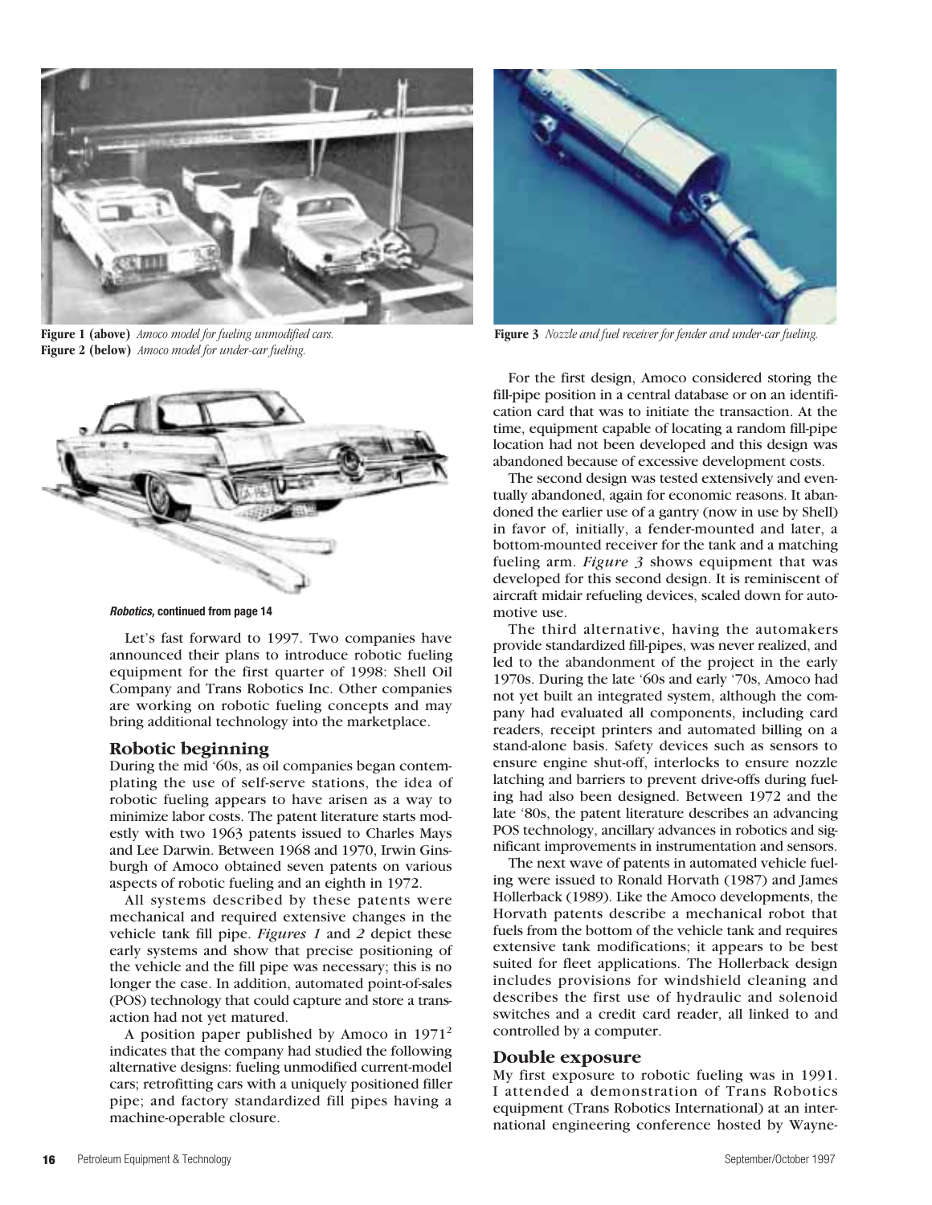**Figure 1 (above)** *Amoco model for fueling unmodified cars.*
**Figure 2 (below)** *Amoco model for under-car fueling.*

**Figure 3** *Nozzle and fuel receiver for fender and under-car fueling.*

***Robotics,* continued from page 14**

Let's fast forward to 1997. Two companies have announced their plans to introduce robotic fueling equipment for the first quarter of 1998: Shell Oil Company and Trans Robotics Inc. Other companies are working on robotic fueling concepts and may bring additional technology into the marketplace.

## Robotic beginning

During the mid '60s, as oil companies began contemplating the use of self-serve stations, the idea of robotic fueling appears to have arisen as a way to minimize labor costs. The patent literature starts modestly with two 1963 patents issued to Charles Mays and Lee Darwin. Between 1968 and 1970, Irwin Ginsburgh of Amoco obtained seven patents on various aspects of robotic fueling and an eighth in 1972.

All systems described by these patents were mechanical and required extensive changes in the vehicle tank fill pipe. *Figures 1* and *2* depict these early systems and show that precise positioning of the vehicle and the fill pipe was necessary; this is no longer the case. In addition, automated point-of-sales (POS) technology that could capture and store a transaction had not yet matured.

A position paper published by Amoco in 1971[2] indicates that the company had studied the following alternative designs: fueling unmodified current-model cars; retrofitting cars with a uniquely positioned filler pipe; and factory standardized fill pipes having a machine-operable closure.

For the first design, Amoco considered storing the fill-pipe position in a central database or on an identification card that was to initiate the transaction. At the time, equipment capable of locating a random fill-pipe location had not been developed and this design was abandoned because of excessive development costs.

The second design was tested extensively and eventually abandoned, again for economic reasons. It abandoned the earlier use of a gantry (now in use by Shell) in favor of, initially, a fender-mounted and later, a bottom-mounted receiver for the tank and a matching fueling arm. *Figure 3* shows equipment that was developed for this second design. It is reminiscent of aircraft midair refueling devices, scaled down for automotive use.

The third alternative, having the automakers provide standardized fill-pipes, was never realized, and led to the abandonment of the project in the early 1970s. During the late '60s and early '70s, Amoco had not yet built an integrated system, although the company had evaluated all components, including card readers, receipt printers and automated billing on a stand-alone basis. Safety devices such as sensors to ensure engine shut-off, interlocks to ensure nozzle latching and barriers to prevent drive-offs during fueling had also been designed. Between 1972 and the late '80s, the patent literature describes an advancing POS technology, ancillary advances in robotics and significant improvements in instrumentation and sensors.

The next wave of patents in automated vehicle fueling were issued to Ronald Horvath (1987) and James Hollerback (1989). Like the Amoco developments, the Horvath patents describe a mechanical robot that fuels from the bottom of the vehicle tank and requires extensive tank modifications; it appears to be best suited for fleet applications. The Hollerback design includes provisions for windshield cleaning and describes the first use of hydraulic and solenoid switches and a credit card reader, all linked to and controlled by a computer.

## Double exposure

My first exposure to robotic fueling was in 1991. I attended a demonstration of Trans Robotics equipment (Trans Robotics International) at an international engineering conference hosted by Wayne-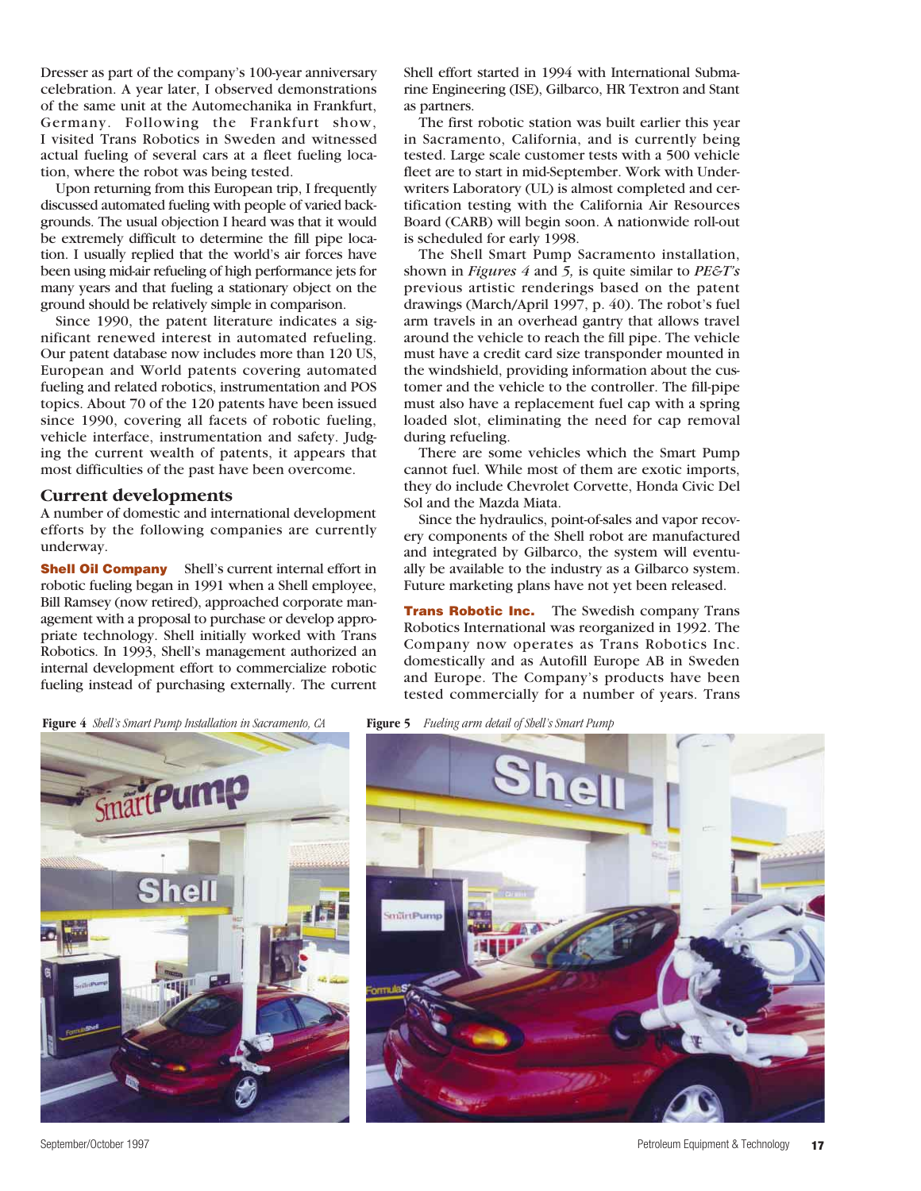Dresser as part of the company's 100-year anniversary celebration. A year later, I observed demonstrations of the same unit at the Automechanika in Frankfurt, Germany. Following the Frankfurt show, I visited Trans Robotics in Sweden and witnessed actual fueling of several cars at a fleet fueling location, where the robot was being tested.

Upon returning from this European trip, I frequently discussed automated fueling with people of varied backgrounds. The usual objection I heard was that it would be extremely difficult to determine the fill pipe location. I usually replied that the world's air forces have been using mid-air refueling of high performance jets for many years and that fueling a stationary object on the ground should be relatively simple in comparison.

Since 1990, the patent literature indicates a significant renewed interest in automated refueling. Our patent database now includes more than 120 US, European and World patents covering automated fueling and related robotics, instrumentation and POS topics. About 70 of the 120 patents have been issued since 1990, covering all facets of robotic fueling, vehicle interface, instrumentation and safety. Judging the current wealth of patents, it appears that most difficulties of the past have been overcome.

## Current developments

A number of domestic and international development efforts by the following companies are currently underway.

**Shell Oil Company** Shell's current internal effort in robotic fueling began in 1991 when a Shell employee, Bill Ramsey (now retired), approached corporate management with a proposal to purchase or develop appropriate technology. Shell initially worked with Trans Robotics. In 1993, Shell's management authorized an internal development effort to commercialize robotic fueling instead of purchasing externally. The current Shell effort started in 1994 with International Submarine Engineering (ISE), Gilbarco, HR Textron and Stant as partners.

The first robotic station was built earlier this year in Sacramento, California, and is currently being tested. Large scale customer tests with a 500 vehicle fleet are to start in mid-September. Work with Underwriters Laboratory (UL) is almost completed and certification testing with the California Air Resources Board (CARB) will begin soon. A nationwide roll-out is scheduled for early 1998.

The Shell Smart Pump Sacramento installation, shown in *Figures 4* and *5,* is quite similar to *PE&T's* previous artistic renderings based on the patent drawings (March/April 1997, p. 40). The robot's fuel arm travels in an overhead gantry that allows travel around the vehicle to reach the fill pipe. The vehicle must have a credit card size transponder mounted in the windshield, providing information about the customer and the vehicle to the controller. The fill-pipe must also have a replacement fuel cap with a spring loaded slot, eliminating the need for cap removal during refueling.

There are some vehicles which the Smart Pump cannot fuel. While most of them are exotic imports, they do include Chevrolet Corvette, Honda Civic Del Sol and the Mazda Miata.

Since the hydraulics, point-of-sales and vapor recovery components of the Shell robot are manufactured and integrated by Gilbarco, the system will eventually be available to the industry as a Gilbarco system. Future marketing plans have not yet been released.

**Trans Robotic Inc.** The Swedish company Trans Robotics International was reorganized in 1992. The Company now operates as Trans Robotics Inc. domestically and as Autofill Europe AB in Sweden and Europe. The Company's products have been tested commercially for a number of years. Trans

**Figure 4** *Shell's Smart Pump Installation in Sacramento, CA*

**Figure 5** *Fueling arm detail of Shell's Smart Pump*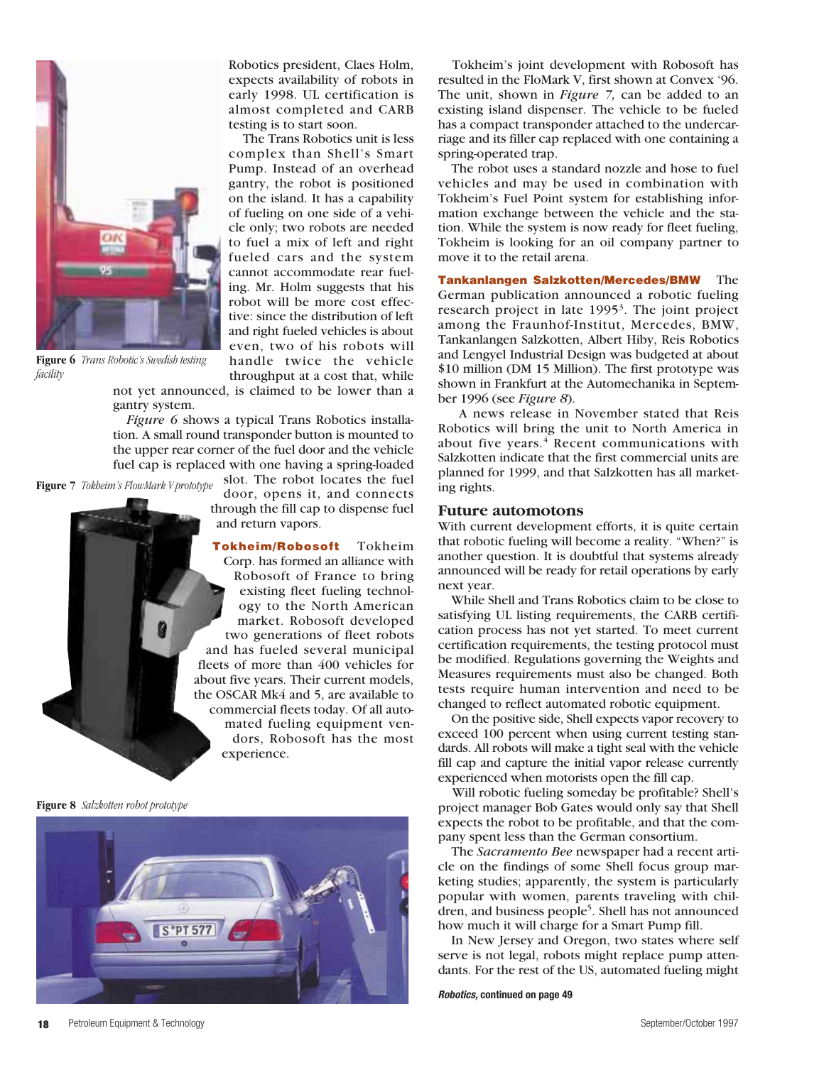Robotics president, Claes Holm, expects availability of robots in early 1998. UL certification is almost completed and CARB testing is to start soon.

The Trans Robotics unit is less complex than Shell's Smart Pump. Instead of an overhead gantry, the robot is positioned on the island. It has a capability of fueling on one side of a vehicle only; two robots are needed to fuel a mix of left and right fueled cars and the system cannot accommodate rear fueling. Mr. Holm suggests that his robot will be more cost effective: since the distribution of left and right fueled vehicles is about even, two of his robots will handle twice the vehicle throughput at a cost that, while not yet announced, is claimed to be lower than a gantry system.

**Figure 6** *Trans Robotic's Swedish testing facility*

*Figure 6* shows a typical Trans Robotics installation. A small round transponder button is mounted to the upper rear corner of the fuel door and the vehicle fuel cap is replaced with one having a spring-loaded slot. The robot locates the fuel door, opens it, and connects through the fill cap to dispense fuel and return vapors.

**Figure 7** *Tokheim's FlowMark V prototype*

**Tokheim/Robosoft** Tokheim Corp. has formed an alliance with Robosoft of France to bring existing fleet fueling technology to the North American market. Robosoft developed two generations of fleet robots and has fueled several municipal fleets of more than 400 vehicles for about five years. Their current models, the OSCAR Mk4 and 5, are available to commercial fleets today. Of all automated fueling equipment vendors, Robosoft has the most experience.

**Figure 8** *Salzkotten robot prototype*

Tokheim's joint development with Robosoft has resulted in the FloMark V, first shown at Convex '96. The unit, shown in *Figure 7,* can be added to an existing island dispenser. The vehicle to be fueled has a compact transponder attached to the undercarriage and its filler cap replaced with one containing a spring-operated trap.

The robot uses a standard nozzle and hose to fuel vehicles and may be used in combination with Tokheim's Fuel Point system for establishing information exchange between the vehicle and the station. While the system is now ready for fleet fueling, Tokheim is looking for an oil company partner to move it to the retail arena.

**Tankanlangen Salzkotten/Mercedes/BMW** The German publication announced a robotic fueling research project in late 1995[3]. The joint project among the Fraunhof-Institut, Mercedes, BMW, Tankanlangen Salzkotten, Albert Hiby, Reis Robotics and Lengyel Industrial Design was budgeted at about $10 million (DM 15 Million). The first prototype was shown in Frankfurt at the Automechanika in September 1996 (see *Figure 8*).

A news release in November stated that Reis Robotics will bring the unit to North America in about five years.[4] Recent communications with Salzkotten indicate that the first commercial units are planned for 1999, and that Salzkotten has all marketing rights.

## Future automotons

With current development efforts, it is quite certain that robotic fueling will become a reality. "When?" is another question. It is doubtful that systems already announced will be ready for retail operations by early next year.

While Shell and Trans Robotics claim to be close to satisfying UL listing requirements, the CARB certification process has not yet started. To meet current certification requirements, the testing protocol must be modified. Regulations governing the Weights and Measures requirements must also be changed. Both tests require human intervention and need to be changed to reflect automated robotic equipment.

On the positive side, Shell expects vapor recovery to exceed 100 percent when using current testing standards. All robots will make a tight seal with the vehicle fill cap and capture the initial vapor release currently experienced when motorists open the fill cap.

Will robotic fueling someday be profitable? Shell's project manager Bob Gates would only say that Shell expects the robot to be profitable, and that the company spent less than the German consortium.

The *Sacramento Bee* newspaper had a recent article on the findings of some Shell focus group marketing studies; apparently, the system is particularly popular with women, parents traveling with children, and business people[5]. Shell has not announced how much it will charge for a Smart Pump fill.

In New Jersey and Oregon, two states where self serve is not legal, robots might replace pump attendants. For the rest of the US, automated fueling might

***Robotics,* continued on page 49**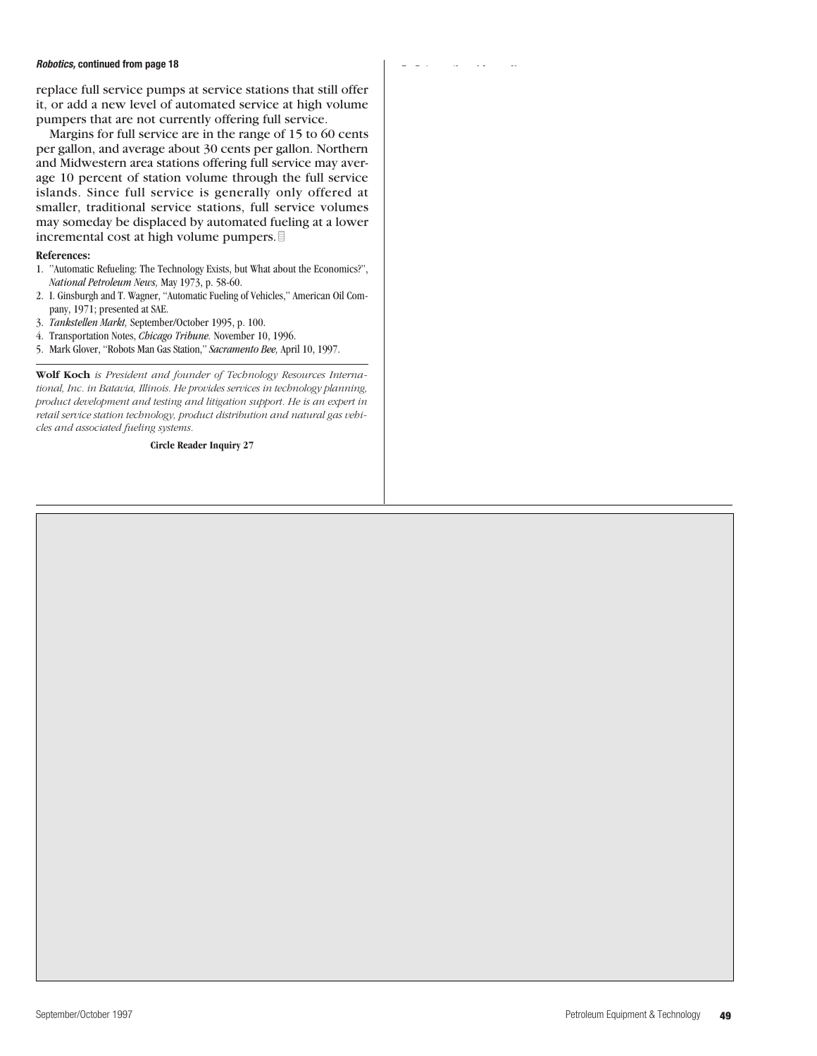***Robotics*, continued from page 18**

replace full service pumps at service stations that still offer it, or add a new level of automated service at high volume pumpers that are not currently offering full service.

Margins for full service are in the range of 15 to 60 cents per gallon, and average about 30 cents per gallon. Northern and Midwestern area stations offering full service may average 10 percent of station volume through the full service islands. Since full service is generally only offered at smaller, traditional service stations, full service volumes may someday be displaced by automated fueling at a lower incremental cost at high volume pumpers.

**References:**

1. "Automatic Refueling: The Technology Exists, but What about the Economics?", *National Petroleum News,* May 1973, p. 58-60.
2. I. Ginsburgh and T. Wagner, "Automatic Fueling of Vehicles," American Oil Company, 1971; presented at SAE.
3. *Tankstellen Markt,* September/October 1995, p. 100.
4. Transportation Notes, *Chicago Tribune.* November 10, 1996.
5. Mark Glover, "Robots Man Gas Station," *Sacramento Bee,* April 10, 1997.

**Wolf Koch** *is President and founder of Technology Resources International, Inc. in Batavia, Illinois. He provides services in technology planning, product development and testing and litigation support. He is an expert in retail service station technology, product distribution and natural gas vehicles and associated fueling systems.*

**Circle Reader Inquiry 27**